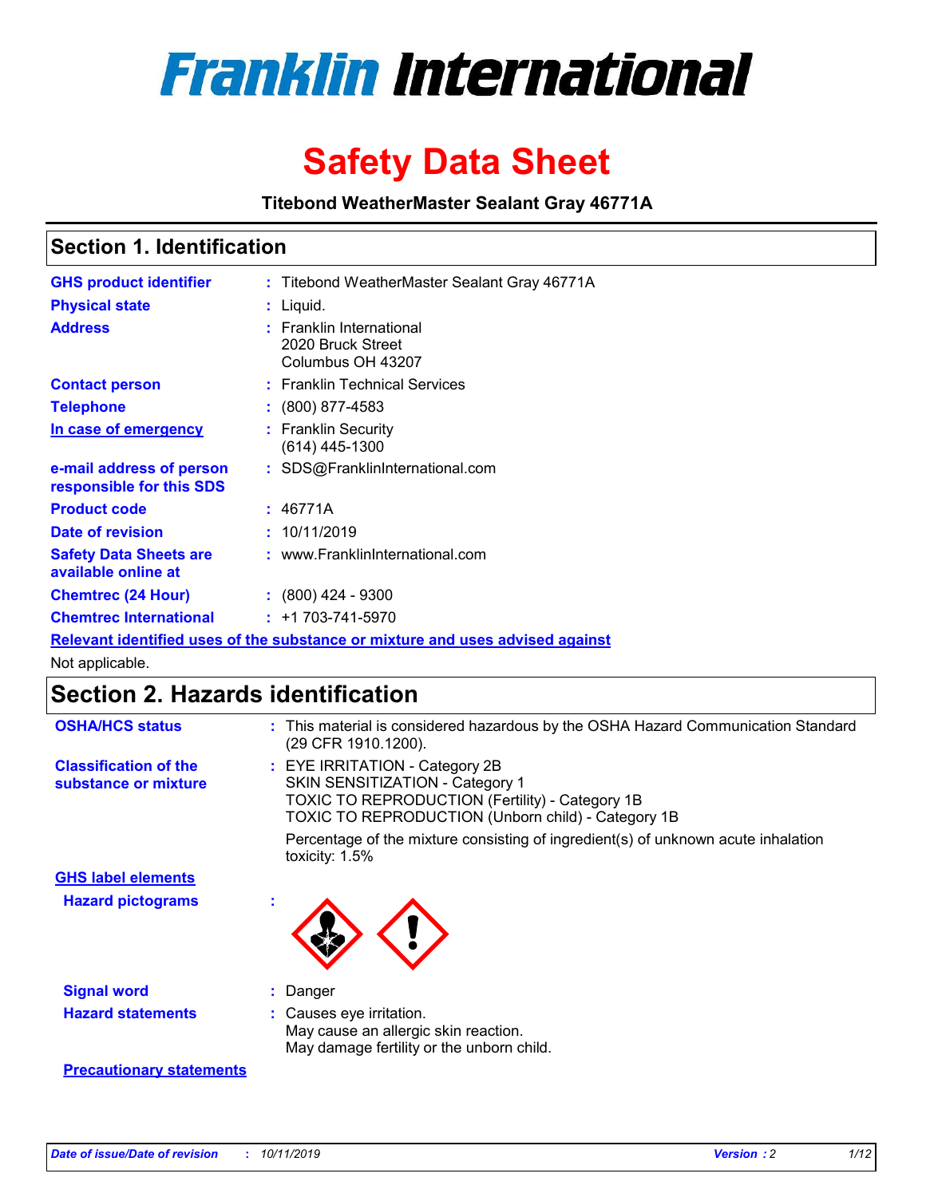# Franklin International

# Safety Data Sheet

**Titebond WeatherMaster Sealant Gray 46771A**

## Section 1. Identification

| | | |
|---|---|---|
| **GHS product identifier** | : | Titebond WeatherMaster Sealant Gray 46771A |
| **Physical state** | : | Liquid. |
| **Address** | : | Franklin International<br>2020 Bruck Street<br>Columbus OH 43207 |
| **Contact person** | : | Franklin Technical Services |
| **Telephone** | : | (800) 877-4583 |
| **In case of emergency** | : | Franklin Security<br>(614) 445-1300 |
| **e-mail address of person responsible for this SDS** | : | SDS@FranklinInternational.com |
| **Product code** | : | 46771A |
| **Date of revision** | : | 10/11/2019 |
| **Safety Data Sheets are available online at** | : | www.FranklinInternational.com |
| **Chemtrec (24 Hour)** | : | (800) 424 - 9300 |
| **Chemtrec International** | : | +1 703-741-5970 |

**Relevant identified uses of the substance or mixture and uses advised against**

Not applicable.

## Section 2. Hazards identification

| | | |
|---|---|---|
| **OSHA/HCS status** | : | This material is considered hazardous by the OSHA Hazard Communication Standard (29 CFR 1910.1200). |
| **Classification of the substance or mixture** | : | EYE IRRITATION - Category 2B<br>SKIN SENSITIZATION - Category 1<br>TOXIC TO REPRODUCTION (Fertility) - Category 1B<br>TOXIC TO REPRODUCTION (Unborn child) - Category 1B<br><br>Percentage of the mixture consisting of ingredient(s) of unknown acute inhalation toxicity: 1.5% |

**GHS label elements**

| | | |
|---|---|---|
| **Hazard pictograms** | : | |
| **Signal word** | : | Danger |
| **Hazard statements** | : | Causes eye irritation.<br>May cause an allergic skin reaction.<br>May damage fertility or the unborn child. |

**Precautionary statements**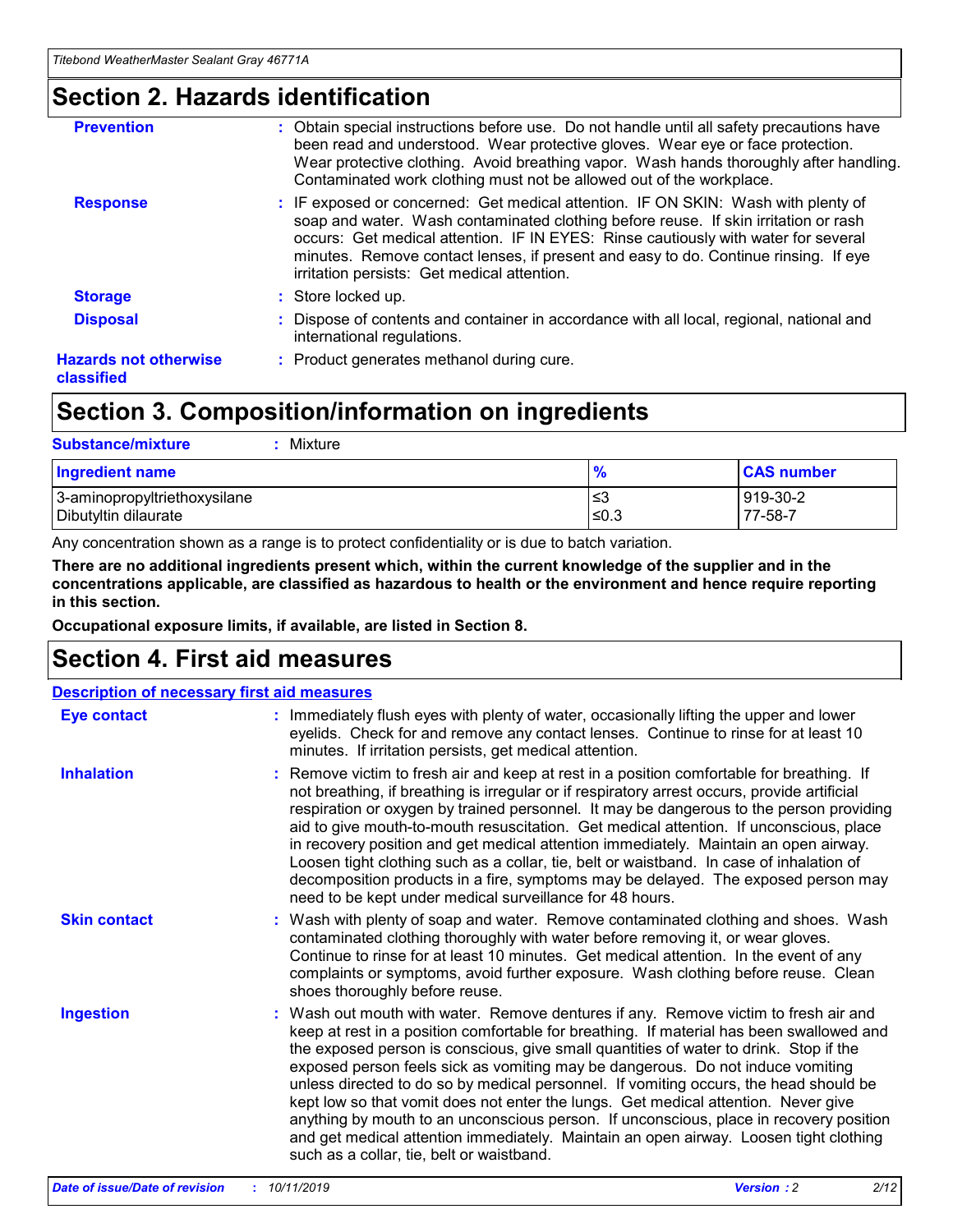## Section 2. Hazards identification

| | |
|---|---|
| **Prevention** | : Obtain special instructions before use. Do not handle until all safety precautions have been read and understood. Wear protective gloves. Wear eye or face protection. Wear protective clothing. Avoid breathing vapor. Wash hands thoroughly after handling. Contaminated work clothing must not be allowed out of the workplace. |
| **Response** | : IF exposed or concerned: Get medical attention. IF ON SKIN: Wash with plenty of soap and water. Wash contaminated clothing before reuse. If skin irritation or rash occurs: Get medical attention. IF IN EYES: Rinse cautiously with water for several minutes. Remove contact lenses, if present and easy to do. Continue rinsing. If eye irritation persists: Get medical attention. |
| **Storage** | : Store locked up. |
| **Disposal** | : Dispose of contents and container in accordance with all local, regional, national and international regulations. |
| **Hazards not otherwise classified** | : Product generates methanol during cure. |

## Section 3. Composition/information on ingredients

**Substance/mixture** : Mixture

| Ingredient name | % | CAS number |
|---|---|---|
| 3-aminopropyltriethoxysilane | ≤3 | 919-30-2 |
| Dibutyltin dilaurate | ≤0.3 | 77-58-7 |

Any concentration shown as a range is to protect confidentiality or is due to batch variation.

**There are no additional ingredients present which, within the current knowledge of the supplier and in the concentrations applicable, are classified as hazardous to health or the environment and hence require reporting in this section.**

**Occupational exposure limits, if available, are listed in Section 8.**

## Section 4. First aid measures

**Description of necessary first aid measures**

| | |
|---|---|
| **Eye contact** | : Immediately flush eyes with plenty of water, occasionally lifting the upper and lower eyelids. Check for and remove any contact lenses. Continue to rinse for at least 10 minutes. If irritation persists, get medical attention. |
| **Inhalation** | : Remove victim to fresh air and keep at rest in a position comfortable for breathing. If not breathing, if breathing is irregular or if respiratory arrest occurs, provide artificial respiration or oxygen by trained personnel. It may be dangerous to the person providing aid to give mouth-to-mouth resuscitation. Get medical attention. If unconscious, place in recovery position and get medical attention immediately. Maintain an open airway. Loosen tight clothing such as a collar, tie, belt or waistband. In case of inhalation of decomposition products in a fire, symptoms may be delayed. The exposed person may need to be kept under medical surveillance for 48 hours. |
| **Skin contact** | : Wash with plenty of soap and water. Remove contaminated clothing and shoes. Wash contaminated clothing thoroughly with water before removing it, or wear gloves. Continue to rinse for at least 10 minutes. Get medical attention. In the event of any complaints or symptoms, avoid further exposure. Wash clothing before reuse. Clean shoes thoroughly before reuse. |
| **Ingestion** | : Wash out mouth with water. Remove dentures if any. Remove victim to fresh air and keep at rest in a position comfortable for breathing. If material has been swallowed and the exposed person is conscious, give small quantities of water to drink. Stop if the exposed person feels sick as vomiting may be dangerous. Do not induce vomiting unless directed to do so by medical personnel. If vomiting occurs, the head should be kept low so that vomit does not enter the lungs. Get medical attention. Never give anything by mouth to an unconscious person. If unconscious, place in recovery position and get medical attention immediately. Maintain an open airway. Loosen tight clothing such as a collar, tie, belt or waistband. |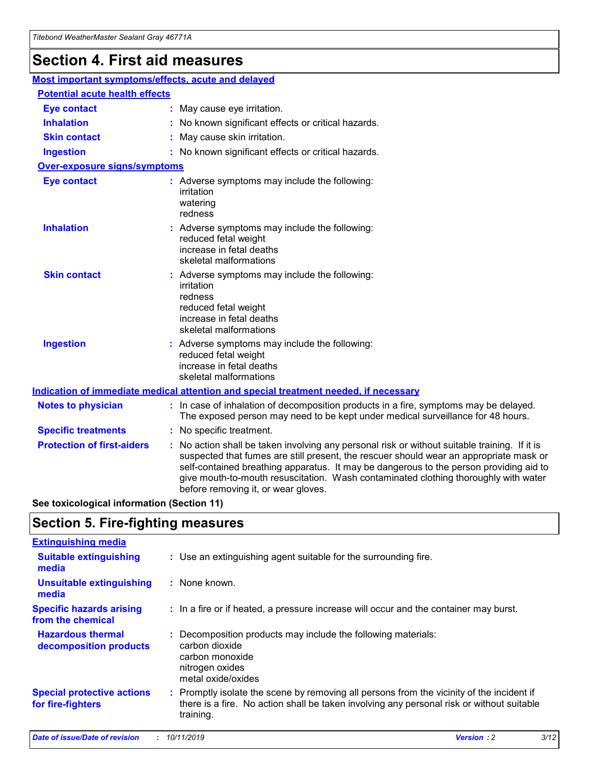# Section 4. First aid measures

## Most important symptoms/effects, acute and delayed

### Potential acute health effects

**Eye contact** : May cause eye irritation.

**Inhalation** : No known significant effects or critical hazards.

**Skin contact** : May cause skin irritation.

**Ingestion** : No known significant effects or critical hazards.

### Over-exposure signs/symptoms

**Eye contact** : Adverse symptoms may include the following:
irritation
watering
redness

**Inhalation** : Adverse symptoms may include the following:
reduced fetal weight
increase in fetal deaths
skeletal malformations

**Skin contact** : Adverse symptoms may include the following:
irritation
redness
reduced fetal weight
increase in fetal deaths
skeletal malformations

**Ingestion** : Adverse symptoms may include the following:
reduced fetal weight
increase in fetal deaths
skeletal malformations

## Indication of immediate medical attention and special treatment needed, if necessary

**Notes to physician** : In case of inhalation of decomposition products in a fire, symptoms may be delayed. The exposed person may need to be kept under medical surveillance for 48 hours.

**Specific treatments** : No specific treatment.

**Protection of first-aiders** : No action shall be taken involving any personal risk or without suitable training. If it is suspected that fumes are still present, the rescuer should wear an appropriate mask or self-contained breathing apparatus. It may be dangerous to the person providing aid to give mouth-to-mouth resuscitation. Wash contaminated clothing thoroughly with water before removing it, or wear gloves.

**See toxicological information (Section 11)**

# Section 5. Fire-fighting measures

## Extinguishing media

**Suitable extinguishing media** : Use an extinguishing agent suitable for the surrounding fire.

**Unsuitable extinguishing media** : None known.

**Specific hazards arising from the chemical** : In a fire or if heated, a pressure increase will occur and the container may burst.

**Hazardous thermal decomposition products** : Decomposition products may include the following materials:
carbon dioxide
carbon monoxide
nitrogen oxides
metal oxide/oxides

**Special protective actions for fire-fighters** : Promptly isolate the scene by removing all persons from the vicinity of the incident if there is a fire. No action shall be taken involving any personal risk or without suitable training.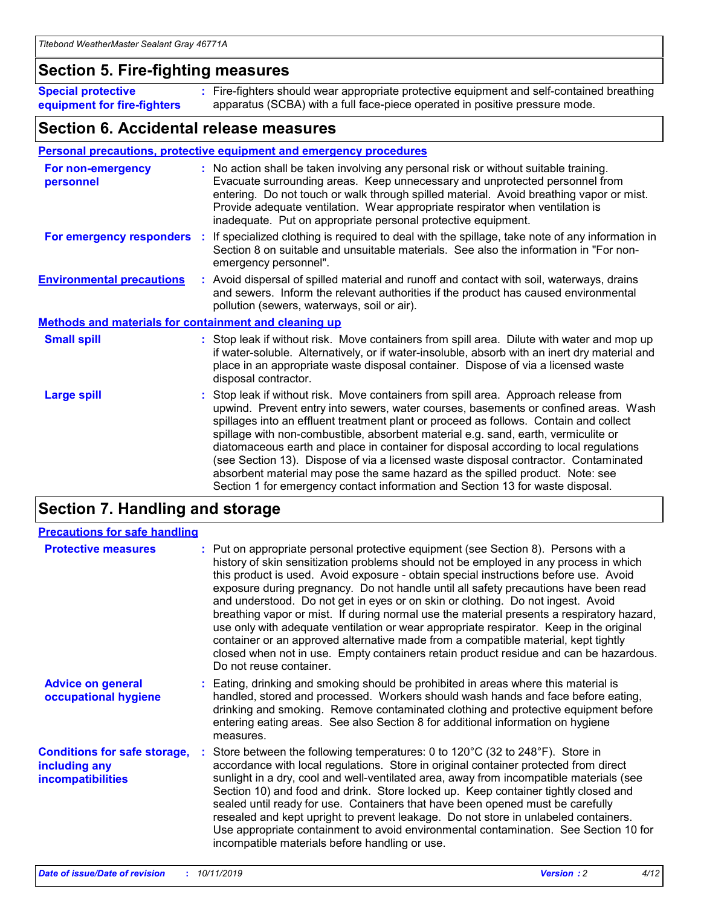## Section 5. Fire-fighting measures

**Special protective equipment for fire-fighters** : Fire-fighters should wear appropriate protective equipment and self-contained breathing apparatus (SCBA) with a full face-piece operated in positive pressure mode.

## Section 6. Accidental release measures

### Personal precautions, protective equipment and emergency procedures

**For non-emergency personnel** : No action shall be taken involving any personal risk or without suitable training. Evacuate surrounding areas. Keep unnecessary and unprotected personnel from entering. Do not touch or walk through spilled material. Avoid breathing vapor or mist. Provide adequate ventilation. Wear appropriate respirator when ventilation is inadequate. Put on appropriate personal protective equipment.

**For emergency responders** : If specialized clothing is required to deal with the spillage, take note of any information in Section 8 on suitable and unsuitable materials. See also the information in "For non-emergency personnel".

**Environmental precautions** : Avoid dispersal of spilled material and runoff and contact with soil, waterways, drains and sewers. Inform the relevant authorities if the product has caused environmental pollution (sewers, waterways, soil or air).

### Methods and materials for containment and cleaning up

**Small spill** : Stop leak if without risk. Move containers from spill area. Dilute with water and mop up if water-soluble. Alternatively, or if water-insoluble, absorb with an inert dry material and place in an appropriate waste disposal container. Dispose of via a licensed waste disposal contractor.

**Large spill** : Stop leak if without risk. Move containers from spill area. Approach release from upwind. Prevent entry into sewers, water courses, basements or confined areas. Wash spillages into an effluent treatment plant or proceed as follows. Contain and collect spillage with non-combustible, absorbent material e.g. sand, earth, vermiculite or diatomaceous earth and place in container for disposal according to local regulations (see Section 13). Dispose of via a licensed waste disposal contractor. Contaminated absorbent material may pose the same hazard as the spilled product. Note: see Section 1 for emergency contact information and Section 13 for waste disposal.

## Section 7. Handling and storage

### Precautions for safe handling

**Protective measures** : Put on appropriate personal protective equipment (see Section 8). Persons with a history of skin sensitization problems should not be employed in any process in which this product is used. Avoid exposure - obtain special instructions before use. Avoid exposure during pregnancy. Do not handle until all safety precautions have been read and understood. Do not get in eyes or on skin or clothing. Do not ingest. Avoid breathing vapor or mist. If during normal use the material presents a respiratory hazard, use only with adequate ventilation or wear appropriate respirator. Keep in the original container or an approved alternative made from a compatible material, kept tightly closed when not in use. Empty containers retain product residue and can be hazardous. Do not reuse container.

**Advice on general occupational hygiene** : Eating, drinking and smoking should be prohibited in areas where this material is handled, stored and processed. Workers should wash hands and face before eating, drinking and smoking. Remove contaminated clothing and protective equipment before entering eating areas. See also Section 8 for additional information on hygiene measures.

**Conditions for safe storage, including any incompatibilities** : Store between the following temperatures: 0 to 120°C (32 to 248°F). Store in accordance with local regulations. Store in original container protected from direct sunlight in a dry, cool and well-ventilated area, away from incompatible materials (see Section 10) and food and drink. Store locked up. Keep container tightly closed and sealed until ready for use. Containers that have been opened must be carefully resealed and kept upright to prevent leakage. Do not store in unlabeled containers. Use appropriate containment to avoid environmental contamination. See Section 10 for incompatible materials before handling or use.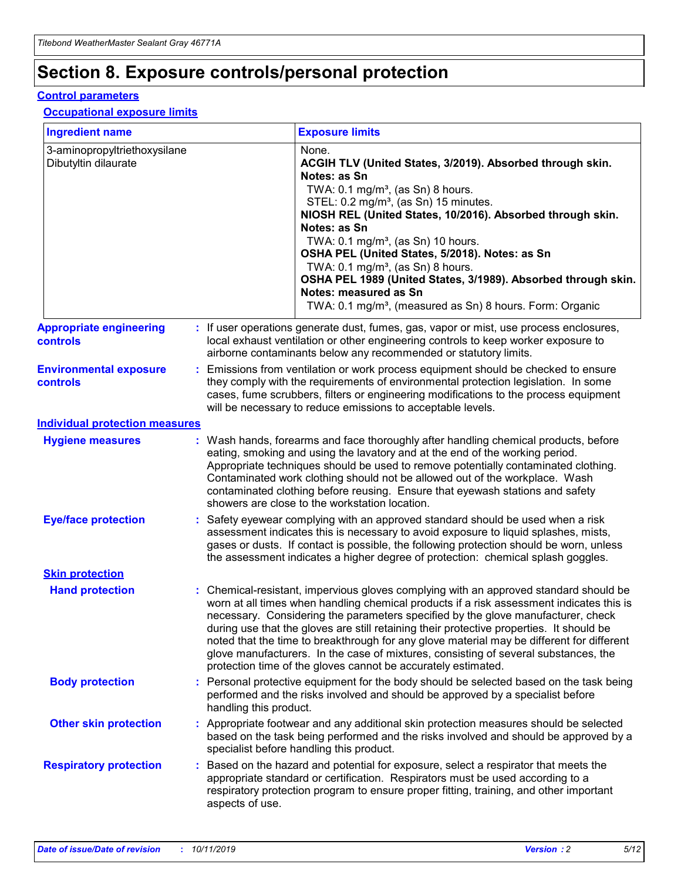# Section 8. Exposure controls/personal protection

## Control parameters

### Occupational exposure limits

| Ingredient name | Exposure limits |
| --- | --- |
| 3-aminopropyltriethoxysilane<br>Dibutyltin dilaurate | None.<br>**ACGIH TLV (United States, 3/2019). Absorbed through skin. Notes: as Sn**<br>TWA: 0.1 mg/m³, (as Sn) 8 hours.<br>STEL: 0.2 mg/m³, (as Sn) 15 minutes.<br>**NIOSH REL (United States, 10/2016). Absorbed through skin. Notes: as Sn**<br>TWA: 0.1 mg/m³, (as Sn) 10 hours.<br>**OSHA PEL (United States, 5/2018). Notes: as Sn**<br>TWA: 0.1 mg/m³, (as Sn) 8 hours.<br>**OSHA PEL 1989 (United States, 3/1989). Absorbed through skin. Notes: measured as Sn**<br>TWA: 0.1 mg/m³, (measured as Sn) 8 hours. Form: Organic |

**Appropriate engineering controls** : If user operations generate dust, fumes, gas, vapor or mist, use process enclosures, local exhaust ventilation or other engineering controls to keep worker exposure to airborne contaminants below any recommended or statutory limits.

**Environmental exposure controls** : Emissions from ventilation or work process equipment should be checked to ensure they comply with the requirements of environmental protection legislation. In some cases, fume scrubbers, filters or engineering modifications to the process equipment will be necessary to reduce emissions to acceptable levels.

## Individual protection measures

**Hygiene measures** : Wash hands, forearms and face thoroughly after handling chemical products, before eating, smoking and using the lavatory and at the end of the working period. Appropriate techniques should be used to remove potentially contaminated clothing. Contaminated work clothing should not be allowed out of the workplace. Wash contaminated clothing before reusing. Ensure that eyewash stations and safety showers are close to the workstation location.

**Eye/face protection** : Safety eyewear complying with an approved standard should be used when a risk assessment indicates this is necessary to avoid exposure to liquid splashes, mists, gases or dusts. If contact is possible, the following protection should be worn, unless the assessment indicates a higher degree of protection: chemical splash goggles.

### Skin protection

**Hand protection** : Chemical-resistant, impervious gloves complying with an approved standard should be worn at all times when handling chemical products if a risk assessment indicates this is necessary. Considering the parameters specified by the glove manufacturer, check during use that the gloves are still retaining their protective properties. It should be noted that the time to breakthrough for any glove material may be different for different glove manufacturers. In the case of mixtures, consisting of several substances, the protection time of the gloves cannot be accurately estimated.

**Body protection** : Personal protective equipment for the body should be selected based on the task being performed and the risks involved and should be approved by a specialist before handling this product.

**Other skin protection** : Appropriate footwear and any additional skin protection measures should be selected based on the task being performed and the risks involved and should be approved by a specialist before handling this product.

**Respiratory protection** : Based on the hazard and potential for exposure, select a respirator that meets the appropriate standard or certification. Respirators must be used according to a respiratory protection program to ensure proper fitting, training, and other important aspects of use.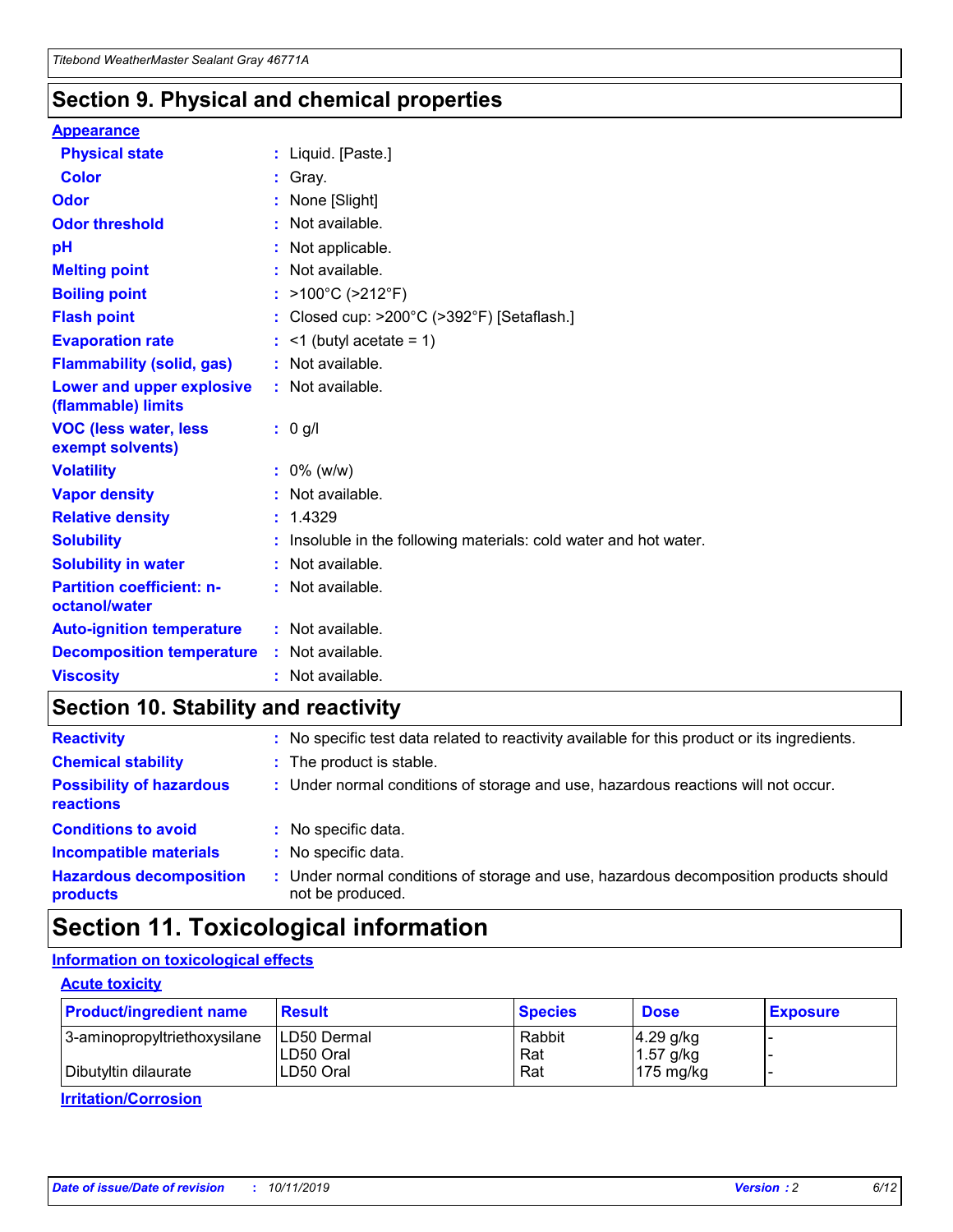## Section 9. Physical and chemical properties

### Appearance

**Physical state** : Liquid. [Paste.]

**Color** : Gray.

**Odor** : None [Slight]

**Odor threshold** : Not available.

**pH** : Not applicable.

**Melting point** : Not available.

**Boiling point** : >100°C (>212°F)

**Flash point** : Closed cup: >200°C (>392°F) [Setaflash.]

**Evaporation rate** : <1 (butyl acetate = 1)

**Flammability (solid, gas)** : Not available.

**Lower and upper explosive (flammable) limits** : Not available.

**VOC (less water, less exempt solvents)** : 0 g/l

**Volatility** : 0% (w/w)

**Vapor density** : Not available.

**Relative density** : 1.4329

**Solubility** : Insoluble in the following materials: cold water and hot water.

**Solubility in water** : Not available.

**Partition coefficient: n-octanol/water** : Not available.

**Auto-ignition temperature** : Not available.

**Decomposition temperature** : Not available.

**Viscosity** : Not available.

## Section 10. Stability and reactivity

**Reactivity** : No specific test data related to reactivity available for this product or its ingredients.

**Chemical stability** : The product is stable.

**Possibility of hazardous reactions** : Under normal conditions of storage and use, hazardous reactions will not occur.

**Conditions to avoid** : No specific data.

**Incompatible materials** : No specific data.

**Hazardous decomposition products** : Under normal conditions of storage and use, hazardous decomposition products should not be produced.

## Section 11. Toxicological information

### Information on toxicological effects

#### Acute toxicity

| Product/ingredient name | Result | Species | Dose | Exposure |
|---|---|---|---|---|
| 3-aminopropyltriethoxysilane | LD50 Dermal | Rabbit | 4.29 g/kg | - |
| | LD50 Oral | Rat | 1.57 g/kg | - |
| Dibutyltin dilaurate | LD50 Oral | Rat | 175 mg/kg | - |

#### Irritation/Corrosion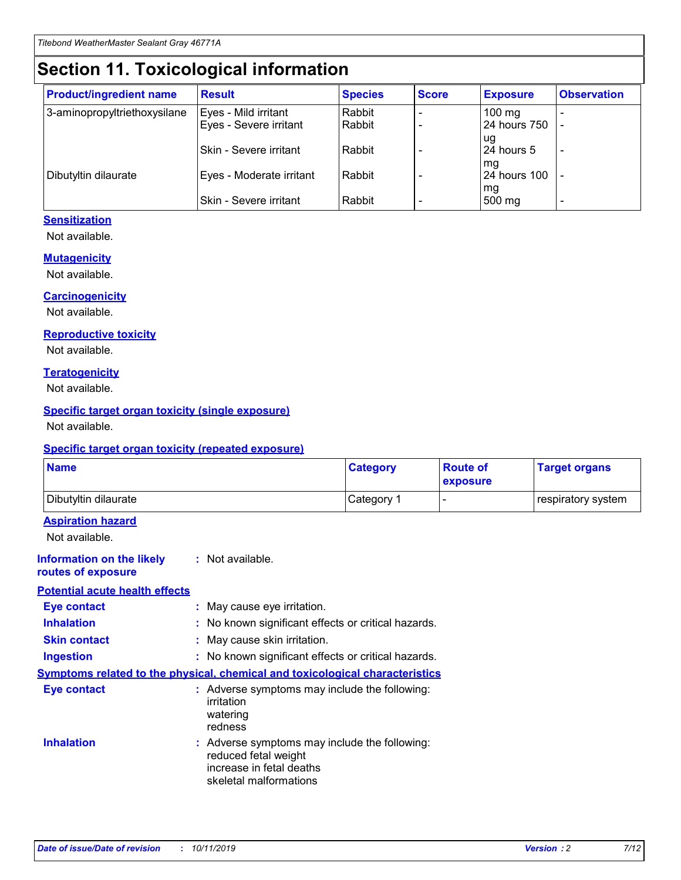# Section 11. Toxicological information

| Product/ingredient name | Result | Species | Score | Exposure | Observation |
|---|---|---|---|---|---|
| 3-aminopropyltriethoxysilane | Eyes - Mild irritant | Rabbit | - | 100 mg | - |
| | Eyes - Severe irritant | Rabbit | - | 24 hours 750 ug | - |
| | Skin - Severe irritant | Rabbit | - | 24 hours 5 mg | - |
| Dibutyltin dilaurate | Eyes - Moderate irritant | Rabbit | - | 24 hours 100 mg | - |
| | Skin - Severe irritant | Rabbit | - | 500 mg | - |

### Sensitization

Not available.

### Mutagenicity

Not available.

### Carcinogenicity

Not available.

### Reproductive toxicity

Not available.

### Teratogenicity

Not available.

### Specific target organ toxicity (single exposure)

Not available.

### Specific target organ toxicity (repeated exposure)

| Name | Category | Route of exposure | Target organs |
|---|---|---|---|
| Dibutyltin dilaurate | Category 1 | - | respiratory system |

### Aspiration hazard

Not available.

**Information on the likely routes of exposure** : Not available.

### Potential acute health effects

**Eye contact** : May cause eye irritation.

**Inhalation** : No known significant effects or critical hazards.

**Skin contact** : May cause skin irritation.

**Ingestion** : No known significant effects or critical hazards.

### Symptoms related to the physical, chemical and toxicological characteristics

**Eye contact** : Adverse symptoms may include the following:
irritation
watering
redness

**Inhalation** : Adverse symptoms may include the following:
reduced fetal weight
increase in fetal deaths
skeletal malformations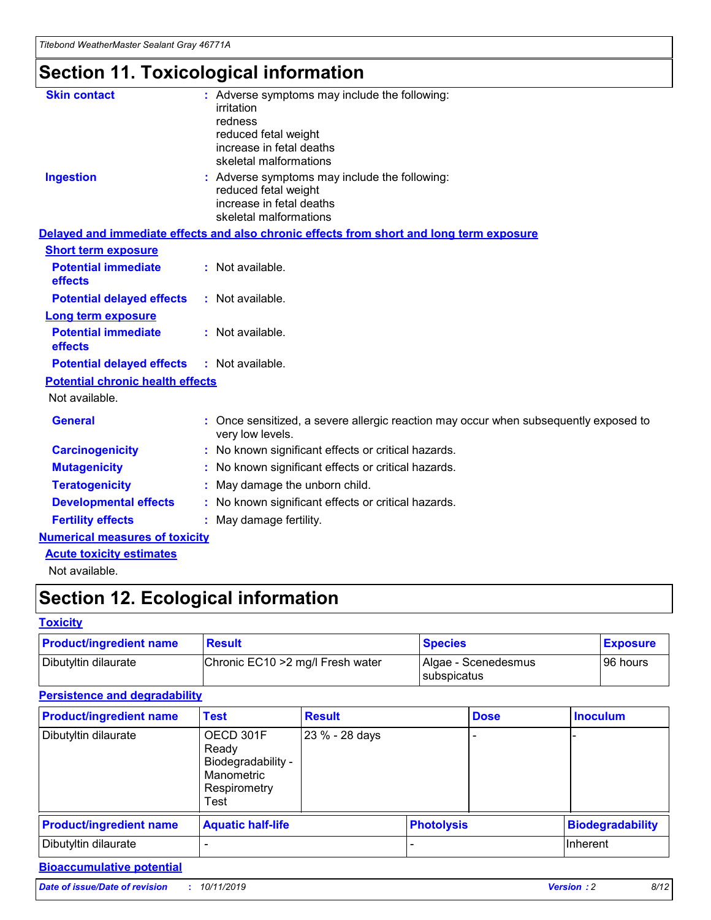# Section 11. Toxicological information

**Skin contact** : Adverse symptoms may include the following:
irritation
redness
reduced fetal weight
increase in fetal deaths
skeletal malformations

**Ingestion** : Adverse symptoms may include the following:
reduced fetal weight
increase in fetal deaths
skeletal malformations

**Delayed and immediate effects and also chronic effects from short and long term exposure**

**Short term exposure**

**Potential immediate effects** : Not available.

**Potential delayed effects** : Not available.

**Long term exposure**

**Potential immediate effects** : Not available.

**Potential delayed effects** : Not available.

**Potential chronic health effects**

Not available.

**General** : Once sensitized, a severe allergic reaction may occur when subsequently exposed to very low levels.

**Carcinogenicity** : No known significant effects or critical hazards.

**Mutagenicity** : No known significant effects or critical hazards.

**Teratogenicity** : May damage the unborn child.

**Developmental effects** : No known significant effects or critical hazards.

**Fertility effects** : May damage fertility.

**Numerical measures of toxicity**

**Acute toxicity estimates**

Not available.

# Section 12. Ecological information

**Toxicity**

| Product/ingredient name | Result | Species | Exposure |
|---|---|---|---|
| Dibutyltin dilaurate | Chronic EC10 >2 mg/l Fresh water | Algae - Scenedesmus subspicatus | 96 hours |

**Persistence and degradability**

| Product/ingredient name | Test | Result | Dose | Inoculum |
|---|---|---|---|---|
| Dibutyltin dilaurate | OECD 301F Ready Biodegradability - Manometric Respirometry Test | 23 % - 28 days | - | - |

| Product/ingredient name | Aquatic half-life | Photolysis | Biodegradability |
|---|---|---|---|
| Dibutyltin dilaurate | - | - | Inherent |

**Bioaccumulative potential**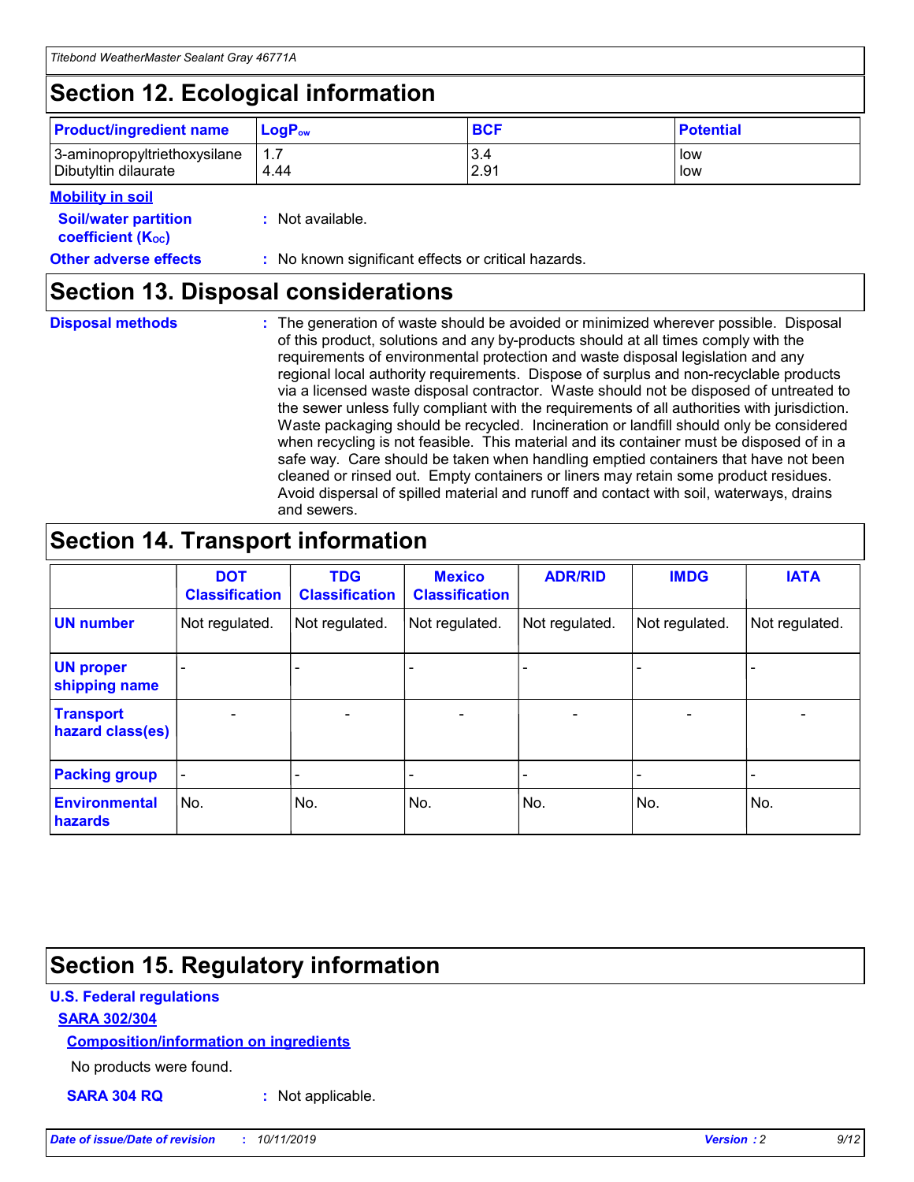## Section 12. Ecological information

| Product/ingredient name | $LogP_{ow}$ | BCF | Potential |
|---|---|---|---|
| 3-aminopropyltriethoxysilane | 1.7 | 3.4 | low |
| Dibutyltin dilaurate | 4.44 | 2.91 | low |

**Mobility in soil**

**Soil/water partition coefficient ($K_{OC}$)** : Not available.

**Other adverse effects** : No known significant effects or critical hazards.

## Section 13. Disposal considerations

**Disposal methods** : The generation of waste should be avoided or minimized wherever possible. Disposal of this product, solutions and any by-products should at all times comply with the requirements of environmental protection and waste disposal legislation and any regional local authority requirements. Dispose of surplus and non-recyclable products via a licensed waste disposal contractor. Waste should not be disposed of untreated to the sewer unless fully compliant with the requirements of all authorities with jurisdiction. Waste packaging should be recycled. Incineration or landfill should only be considered when recycling is not feasible. This material and its container must be disposed of in a safe way. Care should be taken when handling emptied containers that have not been cleaned or rinsed out. Empty containers or liners may retain some product residues. Avoid dispersal of spilled material and runoff and contact with soil, waterways, drains and sewers.

## Section 14. Transport information

| | DOT Classification | TDG Classification | Mexico Classification | ADR/RID | IMDG | IATA |
|---|---|---|---|---|---|---|
| UN number | Not regulated. | Not regulated. | Not regulated. | Not regulated. | Not regulated. | Not regulated. |
| UN proper shipping name | - | - | - | - | - | - |
| Transport hazard class(es) | - | - | - | - | - | - |
| Packing group | - | - | - | - | - | - |
| Environmental hazards | No. | No. | No. | No. | No. | No. |

## Section 15. Regulatory information

**U.S. Federal regulations**

**SARA 302/304**

**Composition/information on ingredients**

No products were found.

**SARA 304 RQ** : Not applicable.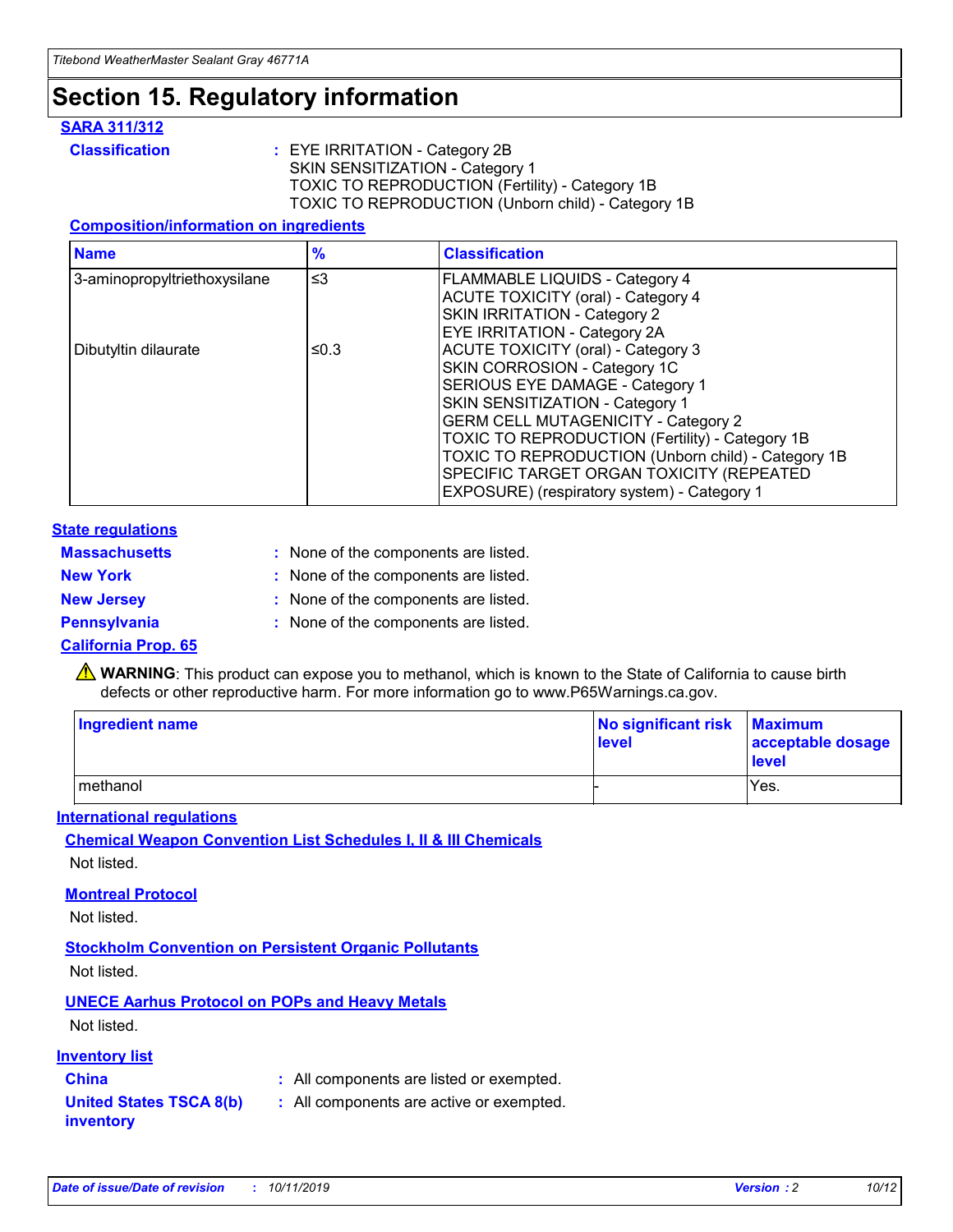# Section 15. Regulatory information

### SARA 311/312

**Classification** : EYE IRRITATION - Category 2B
SKIN SENSITIZATION - Category 1
TOXIC TO REPRODUCTION (Fertility) - Category 1B
TOXIC TO REPRODUCTION (Unborn child) - Category 1B

#### Composition/information on ingredients

| Name | % | Classification |
|---|---|---|
| 3-aminopropyltriethoxysilane | ≤3 | FLAMMABLE LIQUIDS - Category 4<br>ACUTE TOXICITY (oral) - Category 4<br>SKIN IRRITATION - Category 2<br>EYE IRRITATION - Category 2A |
| Dibutyltin dilaurate | ≤0.3 | ACUTE TOXICITY (oral) - Category 3<br>SKIN CORROSION - Category 1C<br>SERIOUS EYE DAMAGE - Category 1<br>SKIN SENSITIZATION - Category 1<br>GERM CELL MUTAGENICITY - Category 2<br>TOXIC TO REPRODUCTION (Fertility) - Category 1B<br>TOXIC TO REPRODUCTION (Unborn child) - Category 1B<br>SPECIFIC TARGET ORGAN TOXICITY (REPEATED EXPOSURE) (respiratory system) - Category 1 |

### State regulations

**Massachusetts** : None of the components are listed.

**New York** : None of the components are listed.

**New Jersey** : None of the components are listed.

**Pennsylvania** : None of the components are listed.

### California Prop. 65

⚠ **WARNING**: This product can expose you to methanol, which is known to the State of California to cause birth defects or other reproductive harm. For more information go to www.P65Warnings.ca.gov.

| Ingredient name | No significant risk level | Maximum acceptable dosage level |
|---|---|---|
| methanol | - | Yes. |

### International regulations

#### Chemical Weapon Convention List Schedules I, II & III Chemicals

Not listed.

#### Montreal Protocol

Not listed.

#### Stockholm Convention on Persistent Organic Pollutants

Not listed.

#### UNECE Aarhus Protocol on POPs and Heavy Metals

Not listed.

### Inventory list

**China** : All components are listed or exempted.

**United States TSCA 8(b) inventory** : All components are active or exempted.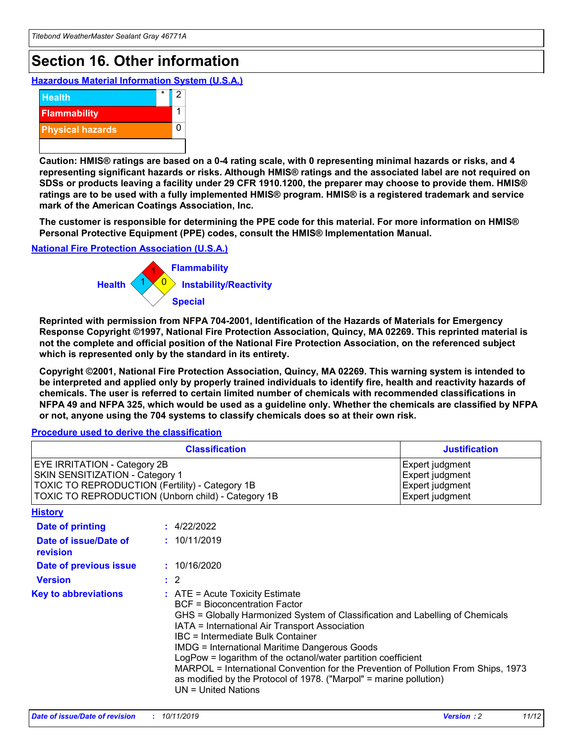# Section 16. Other information

## Hazardous Material Information System (U.S.A.)

| | | |
|---|---|---|
| Health | * | 2 |
| Flammability | | 1 |
| Physical hazards | | 0 |

**Caution: HMIS® ratings are based on a 0-4 rating scale, with 0 representing minimal hazards or risks, and 4 representing significant hazards or risks. Although HMIS® ratings and the associated label are not required on SDSs or products leaving a facility under 29 CFR 1910.1200, the preparer may choose to provide them. HMIS® ratings are to be used with a fully implemented HMIS® program. HMIS® is a registered trademark and service mark of the American Coatings Association, Inc.**

**The customer is responsible for determining the PPE code for this material. For more information on HMIS® Personal Protective Equipment (PPE) codes, consult the HMIS® Implementation Manual.**

## National Fire Protection Association (U.S.A.)

Health: 1
Flammability: 1
Instability/Reactivity: 0
Special:

**Reprinted with permission from NFPA 704-2001, Identification of the Hazards of Materials for Emergency Response Copyright ©1997, National Fire Protection Association, Quincy, MA 02269. This reprinted material is not the complete and official position of the National Fire Protection Association, on the referenced subject which is represented only by the standard in its entirety.**

**Copyright ©2001, National Fire Protection Association, Quincy, MA 02269. This warning system is intended to be interpreted and applied only by properly trained individuals to identify fire, health and reactivity hazards of chemicals. The user is referred to certain limited number of chemicals with recommended classifications in NFPA 49 and NFPA 325, which would be used as a guideline only. Whether the chemicals are classified by NFPA or not, anyone using the 704 systems to classify chemicals does so at their own risk.**

## Procedure used to derive the classification

| Classification | Justification |
|---|---|
| EYE IRRITATION - Category 2B | Expert judgment |
| SKIN SENSITIZATION - Category 1 | Expert judgment |
| TOXIC TO REPRODUCTION (Fertility) - Category 1B | Expert judgment |
| TOXIC TO REPRODUCTION (Unborn child) - Category 1B | Expert judgment |

## History

**Date of printing** : 4/22/2022

**Date of issue/Date of revision** : 10/11/2019

**Date of previous issue** : 10/16/2020

**Version** : 2

**Key to abbreviations** : ATE = Acute Toxicity Estimate
BCF = Bioconcentration Factor
GHS = Globally Harmonized System of Classification and Labelling of Chemicals
IATA = International Air Transport Association
IBC = Intermediate Bulk Container
IMDG = International Maritime Dangerous Goods
LogPow = logarithm of the octanol/water partition coefficient
MARPOL = International Convention for the Prevention of Pollution From Ships, 1973 as modified by the Protocol of 1978. ("Marpol" = marine pollution)
UN = United Nations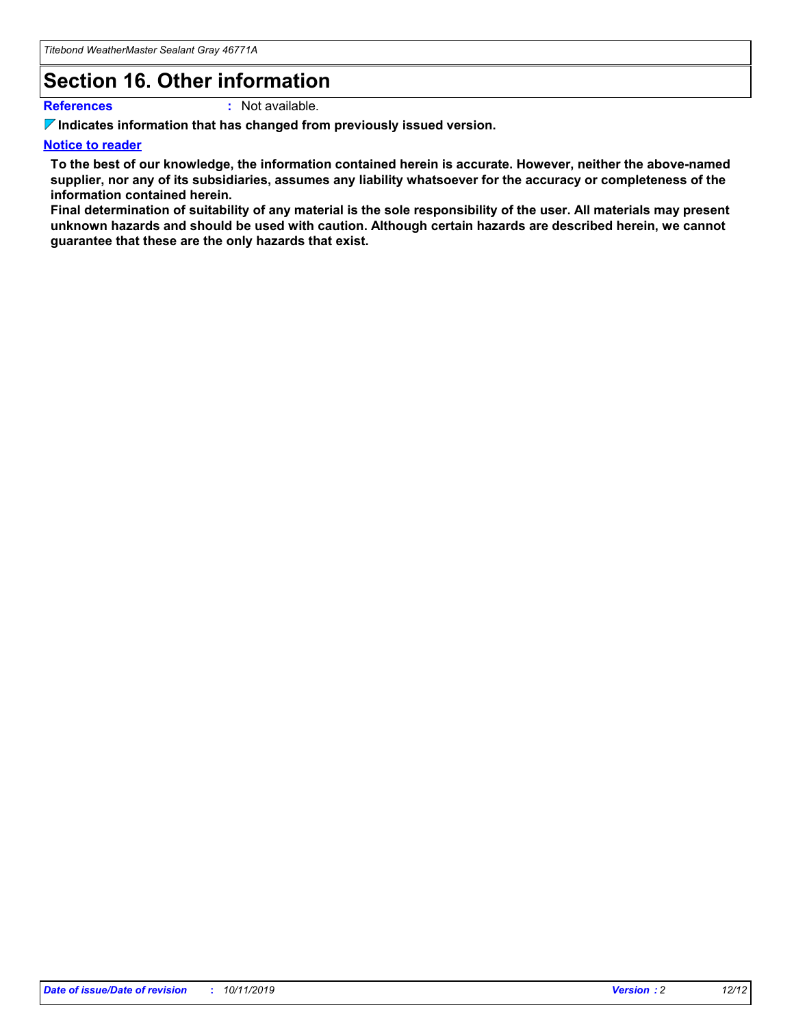# Section 16. Other information

**References** : Not available.

**Indicates information that has changed from previously issued version.**

**Notice to reader**

**To the best of our knowledge, the information contained herein is accurate. However, neither the above-named supplier, nor any of its subsidiaries, assumes any liability whatsoever for the accuracy or completeness of the information contained herein.**

**Final determination of suitability of any material is the sole responsibility of the user. All materials may present unknown hazards and should be used with caution. Although certain hazards are described herein, we cannot guarantee that these are the only hazards that exist.**